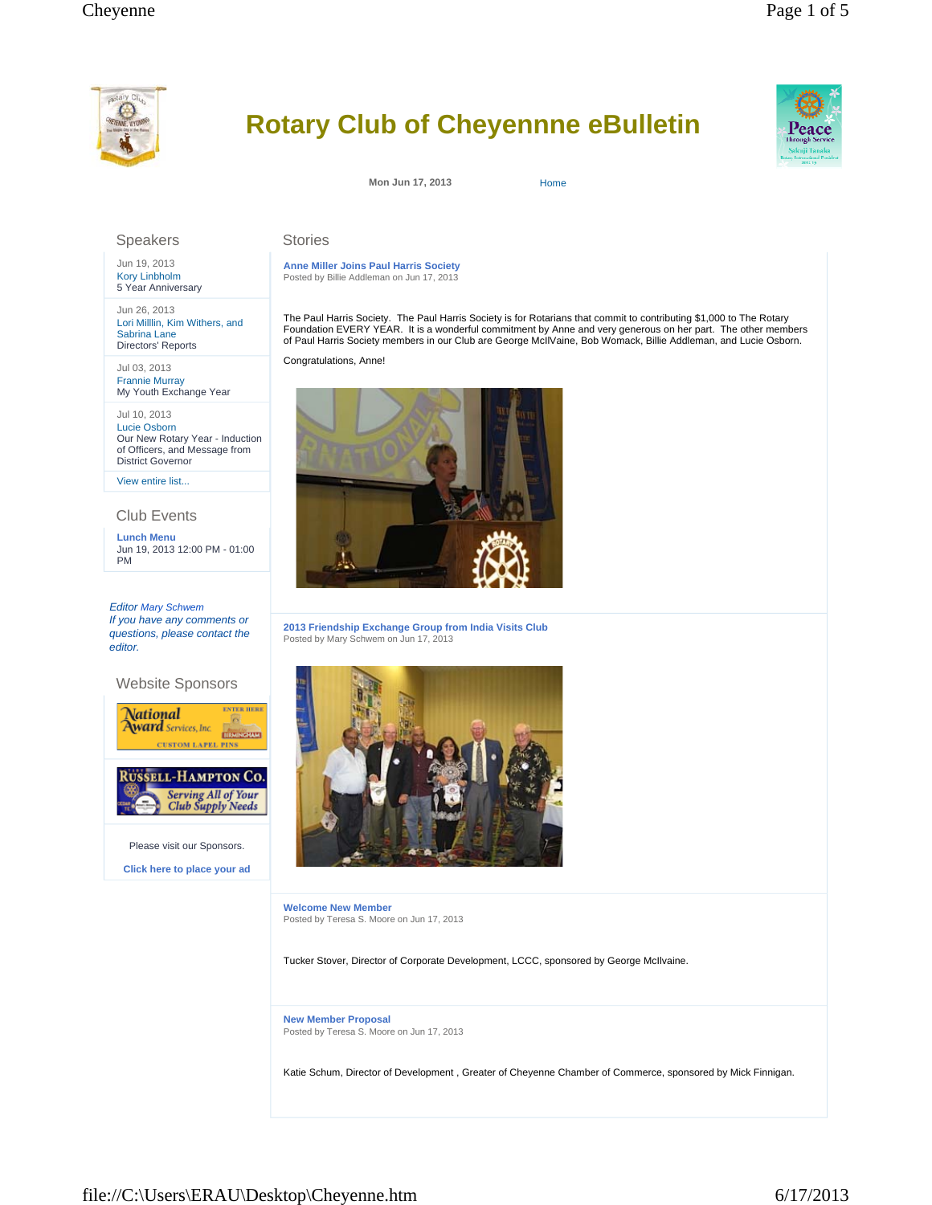# Rotary Club of Cheyenne eBulletin

Mon Jun 17, 2013

Home

## Speakers

Jun 19, 2013
Kory Linbholm
5 Year Anniversary

Jun 26, 2013
Lori Milllin, Kim Withers, and Sabrina Lane
Directors' Reports

Jul 03, 2013
Frannie Murray
My Youth Exchange Year

Jul 10, 2013
Lucie Osborn
Our New Rotary Year - Induction of Officers, and Message from District Governor

View entire list...

## Club Events

**Lunch Menu**
Jun 19, 2013 12:00 PM - 01:00 PM

*Editor Mary Schwem*
*If you have any comments or questions, please contact the editor.*

## Website Sponsors

Please visit our Sponsors.

**Click here to place your ad**

## Stories

### Anne Miller Joins Paul Harris Society

Posted by Billie Addleman on Jun 17, 2013

The Paul Harris Society. The Paul Harris Society is for Rotarians that commit to contributing $1,000 to The Rotary Foundation EVERY YEAR. It is a wonderful commitment by Anne and very generous on her part. The other members of Paul Harris Society members in our Club are George McIlVaine, Bob Womack, Billie Addleman, and Lucie Osborn.

Congratulations, Anne!

### 2013 Friendship Exchange Group from India Visits Club

Posted by Mary Schwem on Jun 17, 2013

### Welcome New Member

Posted by Teresa S. Moore on Jun 17, 2013

Tucker Stover, Director of Corporate Development, LCCC, sponsored by George McIlvaine.

### New Member Proposal

Posted by Teresa S. Moore on Jun 17, 2013

Katie Schum, Director of Development , Greater of Cheyenne Chamber of Commerce, sponsored by Mick Finnigan.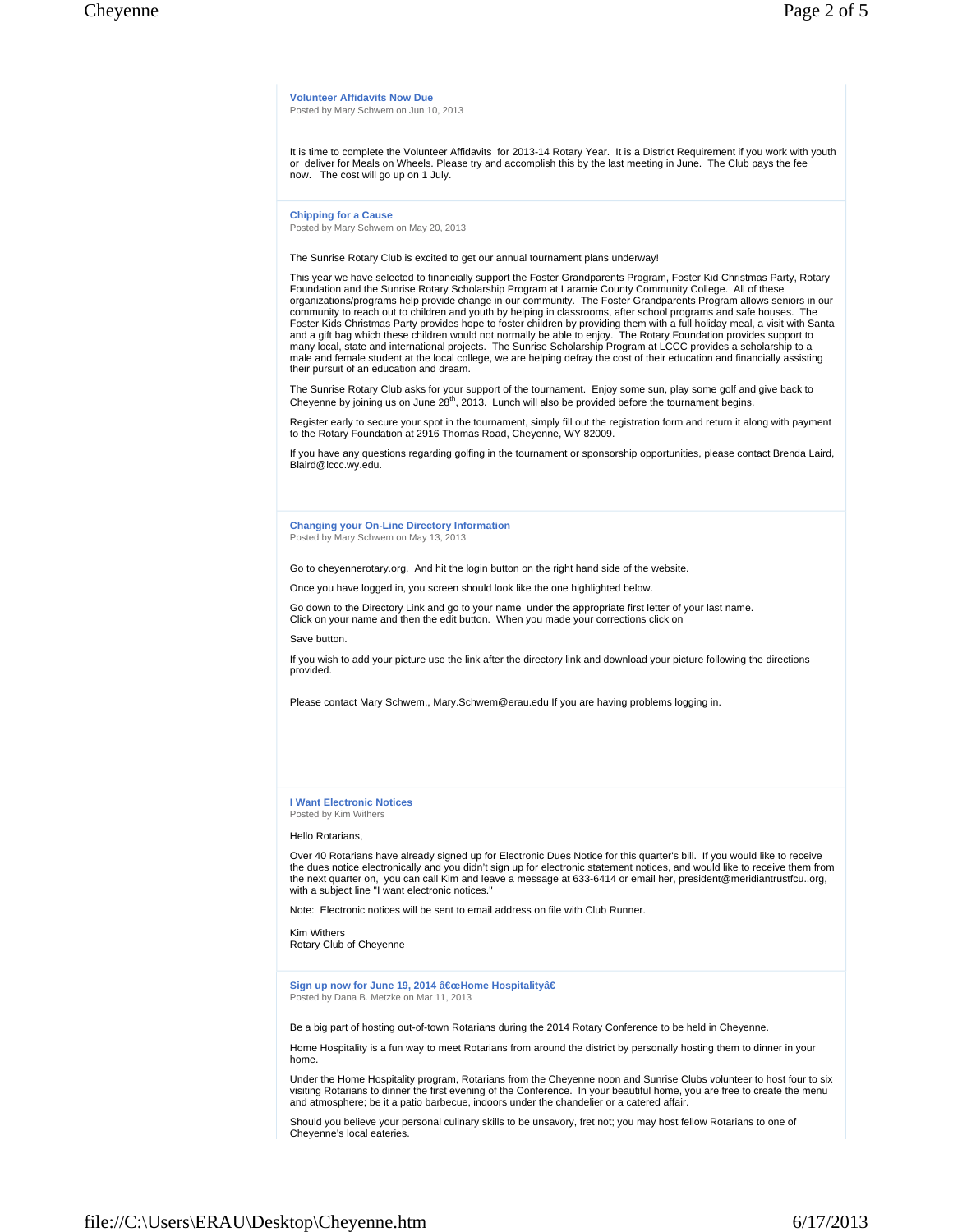### Volunteer Affidavits Now Due

Posted by Mary Schwem on Jun 10, 2013

It is time to complete the Volunteer Affidavits for 2013-14 Rotary Year. It is a District Requirement if you work with youth or deliver for Meals on Wheels. Please try and accomplish this by the last meeting in June. The Club pays the fee now. The cost will go up on 1 July.

### Chipping for a Cause

Posted by Mary Schwem on May 20, 2013

The Sunrise Rotary Club is excited to get our annual tournament plans underway!

This year we have selected to financially support the Foster Grandparents Program, Foster Kid Christmas Party, Rotary Foundation and the Sunrise Rotary Scholarship Program at Laramie County Community College. All of these organizations/programs help provide change in our community. The Foster Grandparents Program allows seniors in our community to reach out to children and youth by helping in classrooms, after school programs and safe houses. The Foster Kids Christmas Party provides hope to foster children by providing them with a full holiday meal, a visit with Santa and a gift bag which these children would not normally be able to enjoy. The Rotary Foundation provides support to many local, state and international projects. The Sunrise Scholarship Program at LCCC provides a scholarship to a male and female student at the local college, we are helping defray the cost of their education and financially assisting their pursuit of an education and dream.

The Sunrise Rotary Club asks for your support of the tournament. Enjoy some sun, play some golf and give back to Cheyenne by joining us on June 28th, 2013. Lunch will also be provided before the tournament begins.

Register early to secure your spot in the tournament, simply fill out the registration form and return it along with payment to the Rotary Foundation at 2916 Thomas Road, Cheyenne, WY 82009.

If you have any questions regarding golfing in the tournament or sponsorship opportunities, please contact Brenda Laird, Blaird@lccc.wy.edu.

### Changing your On-Line Directory Information

Posted by Mary Schwem on May 13, 2013

Go to cheyennerotary.org. And hit the login button on the right hand side of the website.

Once you have logged in, you screen should look like the one highlighted below.

Go down to the Directory Link and go to your name under the appropriate first letter of your last name.
Click on your name and then the edit button. When you made your corrections click on

Save button.

If you wish to add your picture use the link after the directory link and download your picture following the directions provided.

Please contact Mary Schwem,, Mary.Schwem@erau.edu If you are having problems logging in.

### I Want Electronic Notices

Posted by Kim Withers

Hello Rotarians,

Over 40 Rotarians have already signed up for Electronic Dues Notice for this quarter's bill. If you would like to receive the dues notice electronically and you didn't sign up for electronic statement notices, and would like to receive them from the next quarter on, you can call Kim and leave a message at 633-6414 or email her, president@meridiantrustfcu..org, with a subject line "I want electronic notices."

Note: Electronic notices will be sent to email address on file with Club Runner.

Kim Withers
Rotary Club of Cheyenne

### Sign up now for June 19, 2014 â€œHome Hospitalityâ€

Posted by Dana B. Metzke on Mar 11, 2013

Be a big part of hosting out-of-town Rotarians during the 2014 Rotary Conference to be held in Cheyenne.

Home Hospitality is a fun way to meet Rotarians from around the district by personally hosting them to dinner in your home.

Under the Home Hospitality program, Rotarians from the Cheyenne noon and Sunrise Clubs volunteer to host four to six visiting Rotarians to dinner the first evening of the Conference. In your beautiful home, you are free to create the menu and atmosphere; be it a patio barbecue, indoors under the chandelier or a catered affair.

Should you believe your personal culinary skills to be unsavory, fret not; you may host fellow Rotarians to one of Cheyenne's local eateries.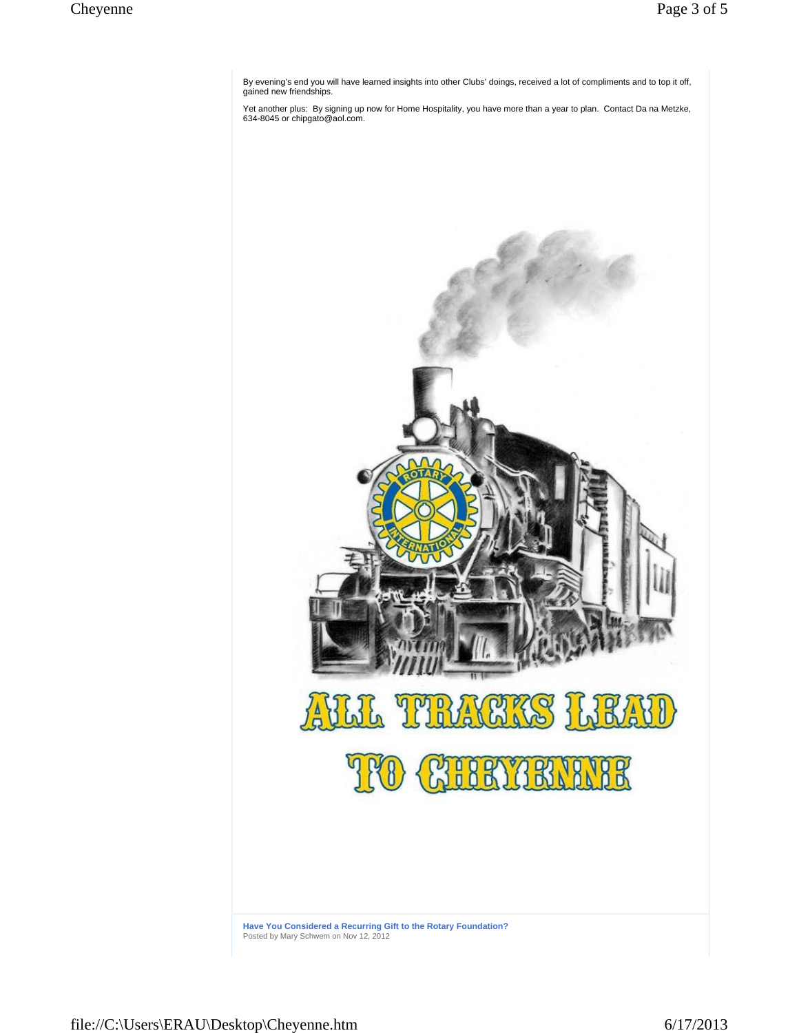By evening's end you will have learned insights into other Clubs' doings, received a lot of compliments and to top it off, gained new friendships.

Yet another plus: By signing up now for Home Hospitality, you have more than a year to plan. Contact Da na Metzke, 634-8045 or chipgato@aol.com.

**Have You Considered a Recurring Gift to the Rotary Foundation?**

Posted by Mary Schwem on Nov 12, 2012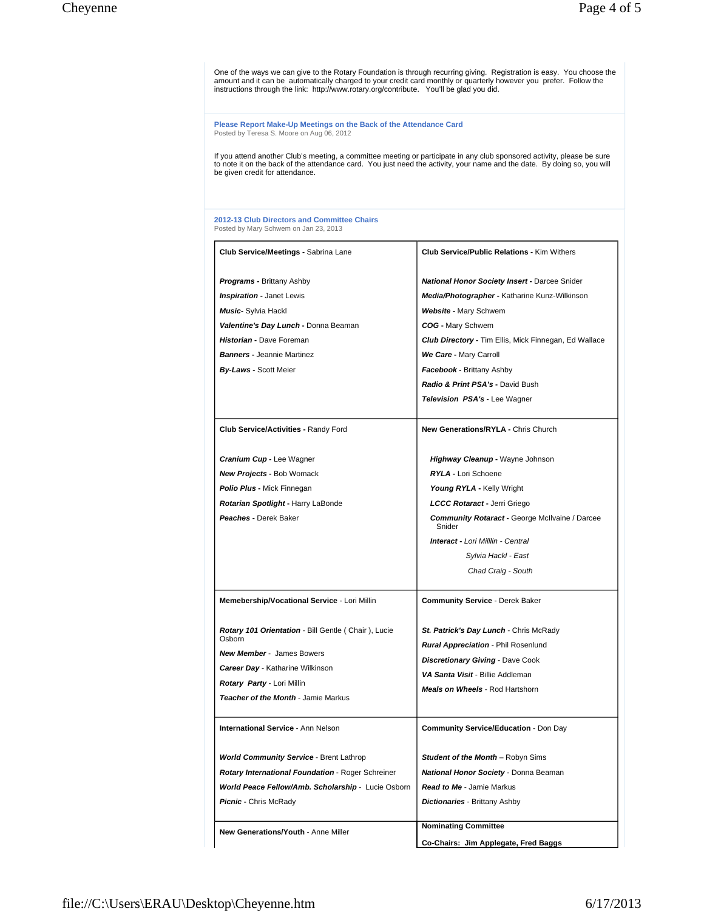One of the ways we can give to the Rotary Foundation is through recurring giving. Registration is easy. You choose the amount and it can be automatically charged to your credit card monthly or quarterly however you prefer. Follow the instructions through the link: http://www.rotary.org/contribute. You'll be glad you did.

### Please Report Make-Up Meetings on the Back of the Attendance Card

Posted by Teresa S. Moore on Aug 06, 2012

If you attend another Club's meeting, a committee meeting or participate in any club sponsored activity, please be sure to note it on the back of the attendance card. You just need the activity, your name and the date. By doing so, you will be given credit for attendance.

### 2012-13 Club Directors and Committee Chairs

Posted by Mary Schwem on Jan 23, 2013

| | |
|---|---|
| **Club Service/Meetings -** Sabrina Lane<br><br>***Programs -*** Brittany Ashby<br>***Inspiration -*** Janet Lewis<br>***Music-*** Sylvia Hackl<br>***Valentine's Day Lunch -*** Donna Beaman<br>***Historian -*** Dave Foreman<br>***Banners -*** Jeannie Martinez<br>***By-Laws -*** Scott Meier | **Club Service/Public Relations -** Kim Withers<br><br>***National Honor Society Insert -*** Darcee Snider<br>***Media/Photographer -*** Katharine Kunz-Wilkinson<br>***Website -*** Mary Schwem<br>***COG -*** Mary Schwem<br>***Club Directory -*** Tim Ellis, Mick Finnegan, Ed Wallace<br>***We Care -*** Mary Carroll<br>***Facebook -*** Brittany Ashby<br>***Radio & Print PSA's -*** David Bush<br>***Television PSA's -*** Lee Wagner |
| **Club Service/Activities -** Randy Ford<br><br>***Cranium Cup -*** Lee Wagner<br>***New Projects -*** Bob Womack<br>***Polio Plus -*** Mick Finnegan<br>***Rotarian Spotlight -*** Harry LaBonde<br>***Peaches -*** Derek Baker | **New Generations/RYLA -** Chris Church<br><br>***Highway Cleanup -*** Wayne Johnson<br>***RYLA -*** Lori Schoene<br>***Young RYLA -*** Kelly Wright<br>***LCCC Rotaract -*** Jerri Griego<br>***Community Rotaract -*** George McIlvaine / Darcee Snider<br>***Interact -*** *Lori Milllin - Central*<br>*Sylvia Hackl - East*<br>*Chad Craig - South* |
| **Memebership/Vocational Service** - Lori Millin<br><br>***Rotary 101 Orientation*** - Bill Gentle ( Chair ), Lucie Osborn<br>***New Member*** - James Bowers<br>***Career Day*** - Katharine Wilkinson<br>***Rotary Party*** - Lori Millin<br>***Teacher of the Month*** - Jamie Markus | **Community Service** - Derek Baker<br><br>***St. Patrick's Day Lunch*** - Chris McRady<br>***Rural Appreciation*** - Phil Rosenlund<br>***Discretionary Giving*** - Dave Cook<br>***VA Santa Visit*** - Billie Addleman<br>***Meals on Wheels*** - Rod Hartshorn |
| **International Service** - Ann Nelson<br><br>***World Community Service*** - Brent Lathrop<br>***Rotary International Foundation*** - Roger Schreiner<br>***World Peace Fellow/Amb. Scholarship*** - Lucie Osborn<br>***Picnic -*** Chris McRady | **Community Service/Education** - Don Day<br><br>***Student of the Month*** – Robyn Sims<br>***National Honor Society*** - Donna Beaman<br>***Read to Me*** - Jamie Markus<br>***Dictionaries*** - Brittany Ashby |
| **New Generations/Youth** - Anne Miller | **Nominating Committee**<br><br>**Co-Chairs: Jim Applegate, Fred Baggs** |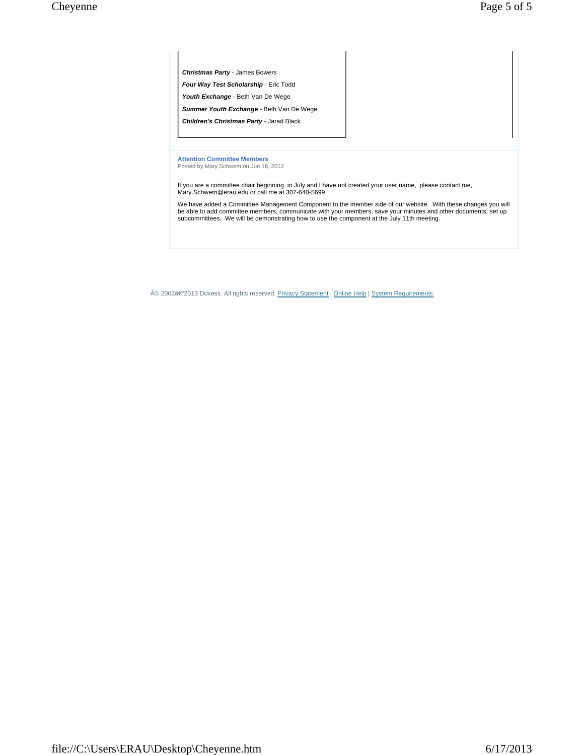***Christmas Party*** - James Bowers

***Four Way Test Scholarship*** - Eric Todd

***Youth Exchange*** - Beth Van De Wege

***Summer Youth Exchange*** - Beth Van De Wege

***Children's Christmas Party*** - Jarad Black

**Attention Committee Members**
Posted by Mary Schwem on Jun 18, 2012

If you are a committee chair beginning in July and I have not created your user name, please contact me, Mary.Schwem@erau.edu or call me at 307-640-5699.

We have added a Committee Management Component to the member side of our website. With these changes you will be able to add committee members, communicate with your members, save your minutes and other documents, set up subcommittees. We will be demonstrating how to use the component at the July 11th meeting.

Â© 2002â€“2013 Doxess. All rights reserved. Privacy Statement | Online Help | System Requirements